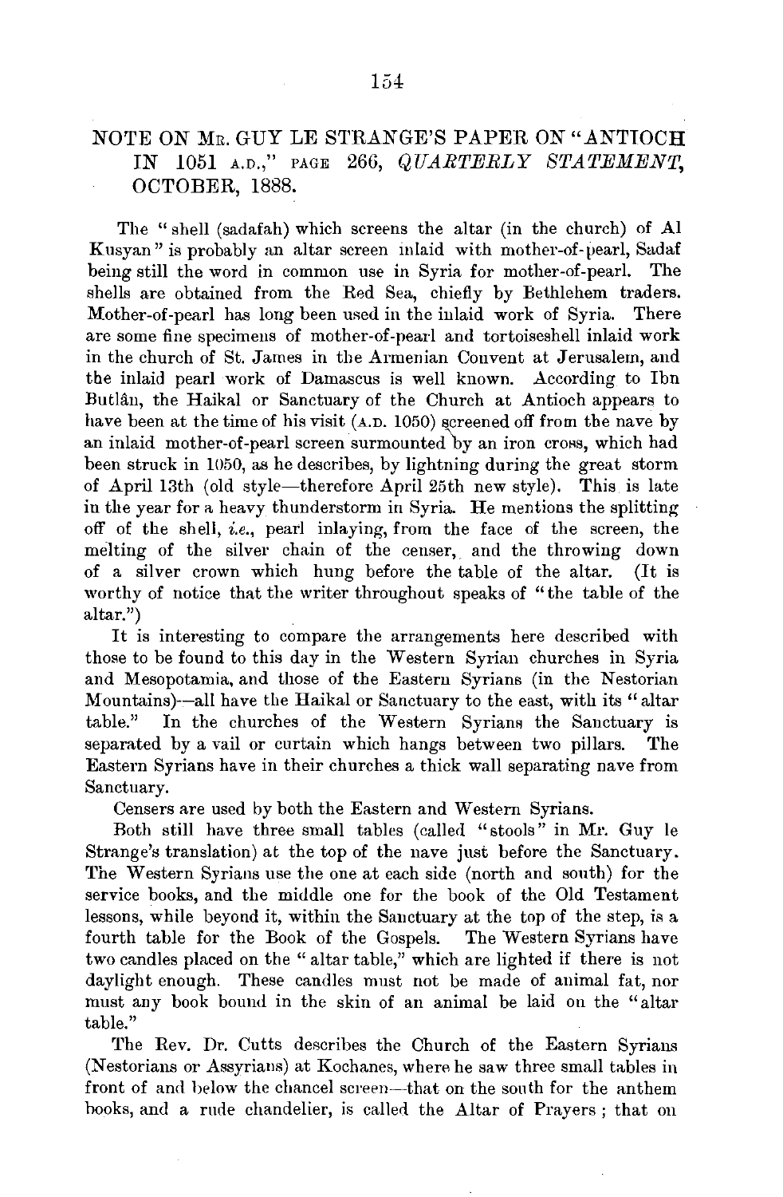# NOTE ON MR. GUY LE STRANGE'S PAPER ON "ANTIOCH IN 1051 A.D.," PAGE 266, *QUARTERLY STATEMENT*, OCTOBER, 1888.

The "shell (sadafah) which screens the altar (in the church) of Al Kusyan" is probably an altar screen inlaid with mother-of-pearl, Sadaf being still the word in common use in Syria for mother-of-pearl. The shells are obtained from the Red Sea, chiefly by Bethlehem traders. Mother-of-pearl has long been used in the inlaid work of Syria. There are some fine specimens of mother-of-pearl and tortoiseshell inlaid work in the church of St. James in the Armenian Convent at Jerusalem, and the inlaid pearl work of Damascus is well known. According to Ibn Butlân, the Haikal or Sanctuary of the Church at Antioch appears to have been at the time of his visit (A.D. 1050) screened off from the nave by an inlaid mother-of-pearl screen surmounted by an iron cross, which had been struck in 1050, as he describes, by lightning during the great storm of April 13th (old style—therefore April 25th new style). This is late in the year for a heavy thunderstorm in Syria. He mentions the splitting off of the shell, *i.e.*, pearl inlaying, from the face of the screen, the melting of the silver chain of the censer, and the throwing down of a silver crown which hung before the table of the altar. (It is worthy of notice that the writer throughout speaks of "the table of the altar.")

It is interesting to compare the arrangements here described with those to be found to this day in the Western Syrian churches in Syria and Mesopotamia, and those of the Eastern Syrians (in the Nestorian Mountains)—all have the Haikal or Sanctuary to the east, with its "altar table." In the churches of the Western Syrians the Sanctuary is separated by a vail or curtain which hangs between two pillars. The Eastern Syrians have in their churches a thick wall separating nave from Sanctuary.

Censers are used by both the Eastern and Western Syrians.

Both still have three small tables (called "stools" in Mr. Guy le Strange's translation) at the top of the nave just before the Sanctuary. The Western Syrians use the one at each side (north and south) for the service books, and the middle one for the book of the Old Testament lessons, while beyond it, within the Sanctuary at the top of the step, is a fourth table for the Book of the Gospels. The Western Syrians have two candles placed on the "altar table," which are lighted if there is not daylight enough. These candles must not be made of animal fat, nor must any book bound in the skin of an animal be laid on the "altar table."

The Rev. Dr. Cutts describes the Church of the Eastern Syrians (Nestorians or Assyrians) at Kochanes, where he saw three small tables in front of and below the chancel screen—that on the south for the anthem books, and a rude chandelier, is called the Altar of Prayers; that on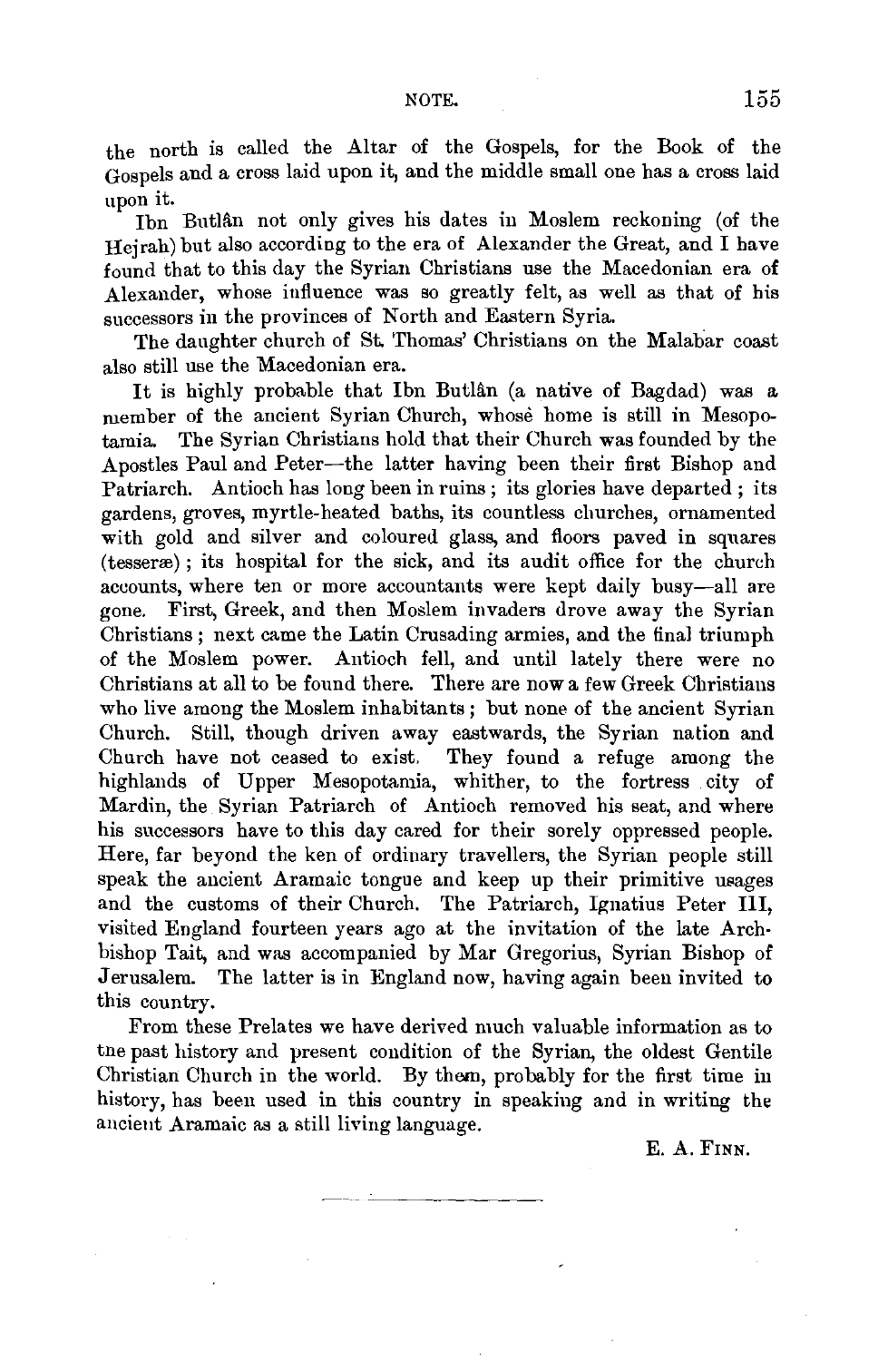the north is called the Altar of the Gospels, for the Book of the Gospels and a cross laid upon it, and the middle small one has a cross laid upon it.

Ibn Butlân not only gives his dates in Moslem reckoning (of the Hejrah) but also according to the era of Alexander the Great, and I have found that to this day the Syrian Christians use the Macedonian era of Alexander, whose influence was so greatly felt, as well as that of his successors in the provinces of North and Eastern Syria.

The daughter church of St. Thomas' Christians on the Malabar coast also still use the Macedonian era.

It is highly probable that Ibn Butlân (a native of Bagdad) was a member of the ancient Syrian Church, whose home is still in Mesopotamia. The Syrian Christians hold that their Church was founded by the Apostles Paul and Peter—the latter having been their first Bishop and Patriarch. Antioch has long been in ruins; its glories have departed; its gardens, groves, myrtle-heated baths, its countless churches, ornamented with gold and silver and coloured glass, and floors paved in squares (tesseræ); its hospital for the sick, and its audit office for the church accounts, where ten or more accountants were kept daily busy—all are gone. First, Greek, and then Moslem invaders drove away the Syrian Christians; next came the Latin Crusading armies, and the final triumph of the Moslem power. Antioch fell, and until lately there were no Christians at all to be found there. There are now a few Greek Christians who live among the Moslem inhabitants; but none of the ancient Syrian Church. Still, though driven away eastwards, the Syrian nation and Church have not ceased to exist. They found a refuge among the highlands of Upper Mesopotamia, whither, to the fortress city of Mardin, the Syrian Patriarch of Antioch removed his seat, and where his successors have to this day cared for their sorely oppressed people. Here, far beyond the ken of ordinary travellers, the Syrian people still speak the ancient Aramaic tongue and keep up their primitive usages and the customs of their Church. The Patriarch, Ignatius Peter III, visited England fourteen years ago at the invitation of the late Archbishop Tait, and was accompanied by Mar Gregorius, Syrian Bishop of Jerusalem. The latter is in England now, having again been invited to this country.

From these Prelates we have derived much valuable information as to the past history and present condition of the Syrian, the oldest Gentile Christian Church in the world. By them, probably for the first time in history, has been used in this country in speaking and in writing the ancient Aramaic as a still living language.

E. A. FINN.